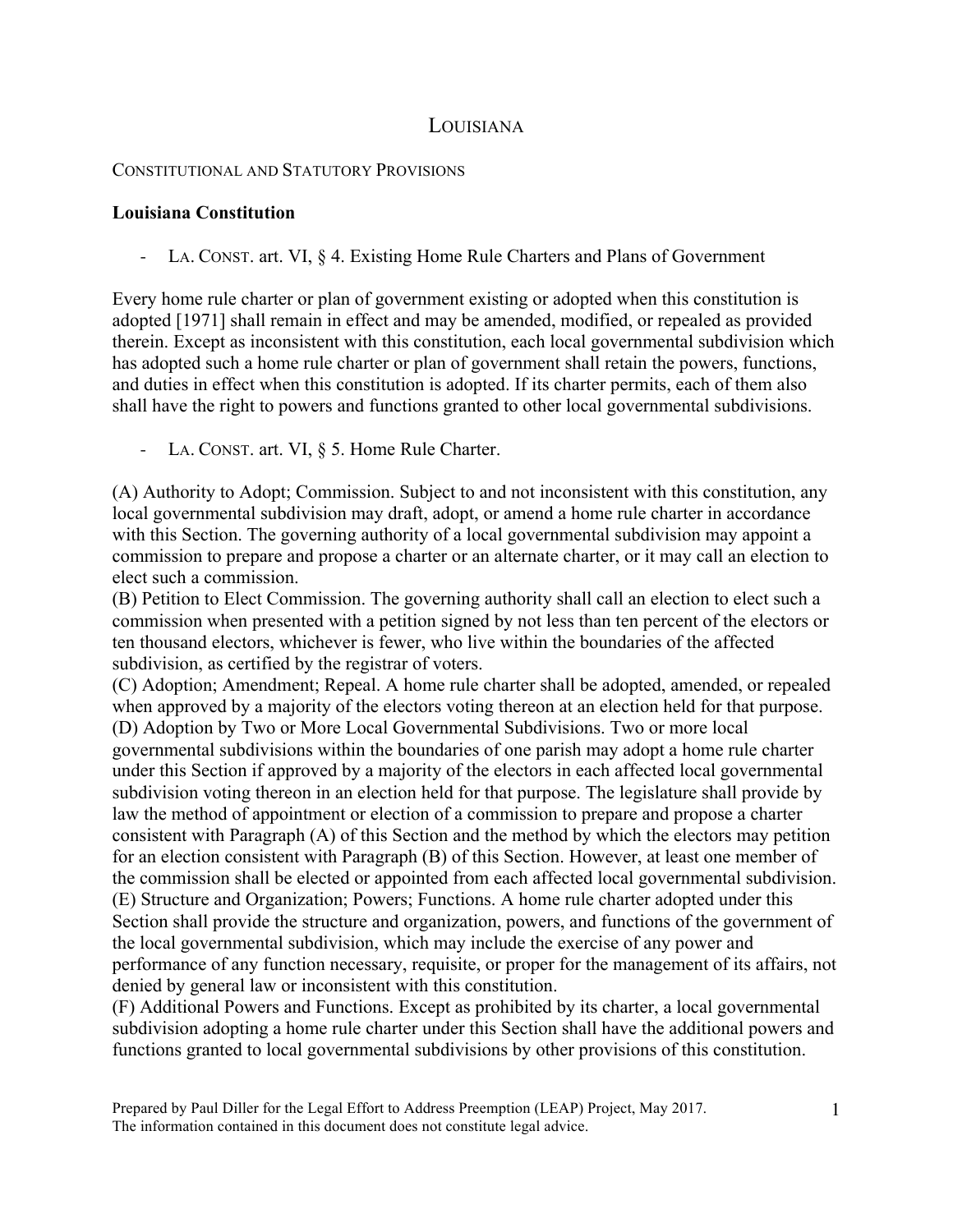# Louisiana

## Constitutional and Statutory Provisions

### Louisiana Constitution

- LA. CONST. art. VI, § 4. Existing Home Rule Charters and Plans of Government

Every home rule charter or plan of government existing or adopted when this constitution is adopted [1971] shall remain in effect and may be amended, modified, or repealed as provided therein. Except as inconsistent with this constitution, each local governmental subdivision which has adopted such a home rule charter or plan of government shall retain the powers, functions, and duties in effect when this constitution is adopted. If its charter permits, each of them also shall have the right to powers and functions granted to other local governmental subdivisions.

- LA. CONST. art. VI, § 5. Home Rule Charter.

(A) Authority to Adopt; Commission. Subject to and not inconsistent with this constitution, any local governmental subdivision may draft, adopt, or amend a home rule charter in accordance with this Section. The governing authority of a local governmental subdivision may appoint a commission to prepare and propose a charter or an alternate charter, or it may call an election to elect such a commission.
(B) Petition to Elect Commission. The governing authority shall call an election to elect such a commission when presented with a petition signed by not less than ten percent of the electors or ten thousand electors, whichever is fewer, who live within the boundaries of the affected subdivision, as certified by the registrar of voters.
(C) Adoption; Amendment; Repeal. A home rule charter shall be adopted, amended, or repealed when approved by a majority of the electors voting thereon at an election held for that purpose.
(D) Adoption by Two or More Local Governmental Subdivisions. Two or more local governmental subdivisions within the boundaries of one parish may adopt a home rule charter under this Section if approved by a majority of the electors in each affected local governmental subdivision voting thereon in an election held for that purpose. The legislature shall provide by law the method of appointment or election of a commission to prepare and propose a charter consistent with Paragraph (A) of this Section and the method by which the electors may petition for an election consistent with Paragraph (B) of this Section. However, at least one member of the commission shall be elected or appointed from each affected local governmental subdivision.
(E) Structure and Organization; Powers; Functions. A home rule charter adopted under this Section shall provide the structure and organization, powers, and functions of the government of the local governmental subdivision, which may include the exercise of any power and performance of any function necessary, requisite, or proper for the management of its affairs, not denied by general law or inconsistent with this constitution.
(F) Additional Powers and Functions. Except as prohibited by its charter, a local governmental subdivision adopting a home rule charter under this Section shall have the additional powers and functions granted to local governmental subdivisions by other provisions of this constitution.

Prepared by Paul Diller for the Legal Effort to Address Preemption (LEAP) Project, May 2017.
The information contained in this document does not constitute legal advice.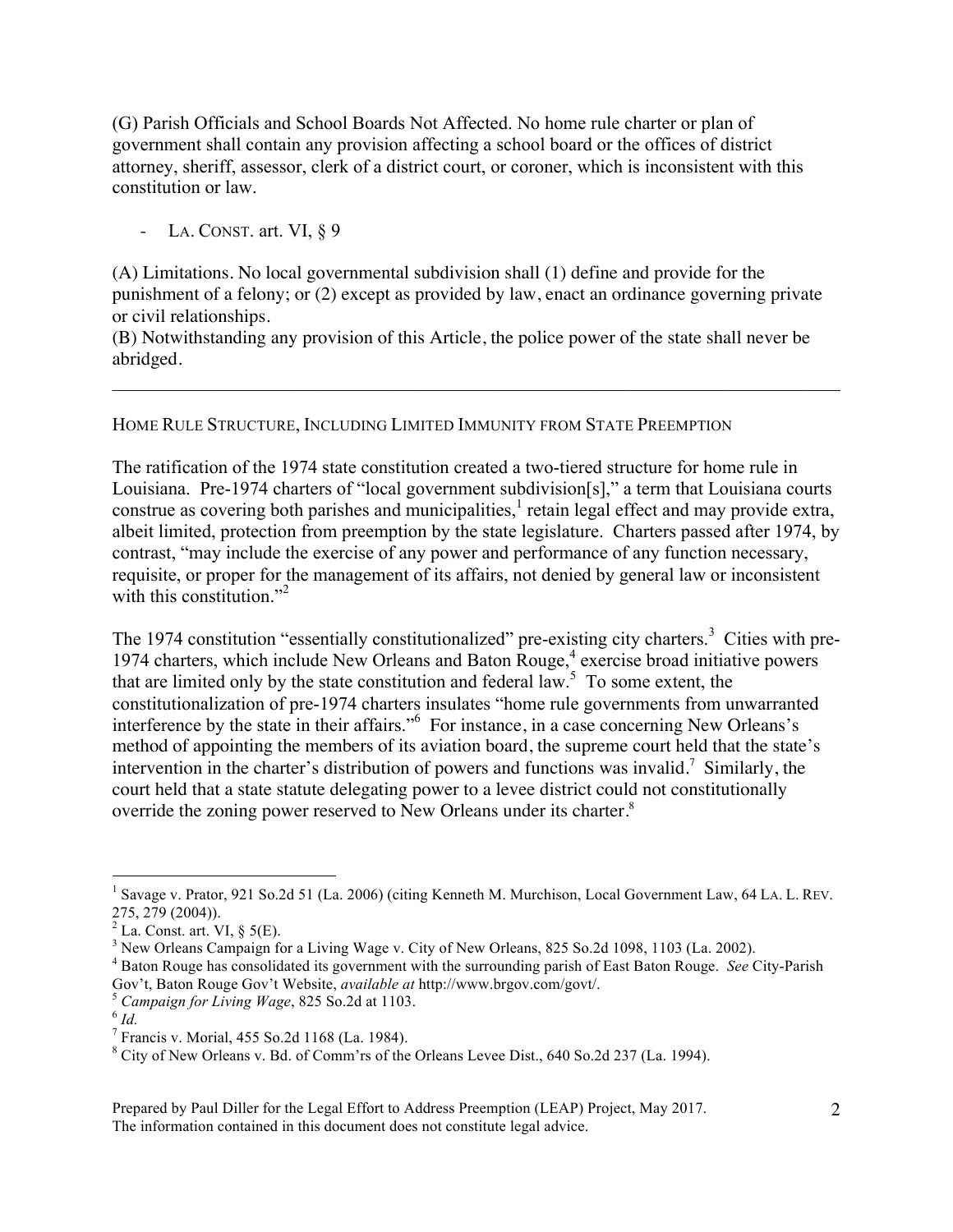(G) Parish Officials and School Boards Not Affected. No home rule charter or plan of government shall contain any provision affecting a school board or the offices of district attorney, sheriff, assessor, clerk of a district court, or coroner, which is inconsistent with this constitution or law.

- LA. CONST. art. VI, § 9

(A) Limitations. No local governmental subdivision shall (1) define and provide for the punishment of a felony; or (2) except as provided by law, enact an ordinance governing private or civil relationships.
(B) Notwithstanding any provision of this Article, the police power of the state shall never be abridged.

---

HOME RULE STRUCTURE, INCLUDING LIMITED IMMUNITY FROM STATE PREEMPTION

The ratification of the 1974 state constitution created a two-tiered structure for home rule in Louisiana. Pre-1974 charters of "local government subdivision[s]," a term that Louisiana courts construe as covering both parishes and municipalities,[1] retain legal effect and may provide extra, albeit limited, protection from preemption by the state legislature. Charters passed after 1974, by contrast, "may include the exercise of any power and performance of any function necessary, requisite, or proper for the management of its affairs, not denied by general law or inconsistent with this constitution."[2]

The 1974 constitution "essentially constitutionalized" pre-existing city charters.[3] Cities with pre-1974 charters, which include New Orleans and Baton Rouge,[4] exercise broad initiative powers that are limited only by the state constitution and federal law.[5] To some extent, the constitutionalization of pre-1974 charters insulates "home rule governments from unwarranted interference by the state in their affairs."[6] For instance, in a case concerning New Orleans's method of appointing the members of its aviation board, the supreme court held that the state's intervention in the charter's distribution of powers and functions was invalid.[7] Similarly, the court held that a state statute delegating power to a levee district could not constitutionally override the zoning power reserved to New Orleans under its charter.[8]

---

[1] Savage v. Prator, 921 So.2d 51 (La. 2006) (citing Kenneth M. Murchison, Local Government Law, 64 LA. L. REV. 275, 279 (2004)).
[2] La. Const. art. VI, § 5(E).
[3] New Orleans Campaign for a Living Wage v. City of New Orleans, 825 So.2d 1098, 1103 (La. 2002).
[4] Baton Rouge has consolidated its government with the surrounding parish of East Baton Rouge. *See* City-Parish Gov't, Baton Rouge Gov't Website, *available at* http://www.brgov.com/govt/.
[5] *Campaign for Living Wage*, 825 So.2d at 1103.
[6] *Id.*
[7] Francis v. Morial, 455 So.2d 1168 (La. 1984).
[8] City of New Orleans v. Bd. of Comm'rs of the Orleans Levee Dist., 640 So.2d 237 (La. 1994).

Prepared by Paul Diller for the Legal Effort to Address Preemption (LEAP) Project, May 2017. The information contained in this document does not constitute legal advice.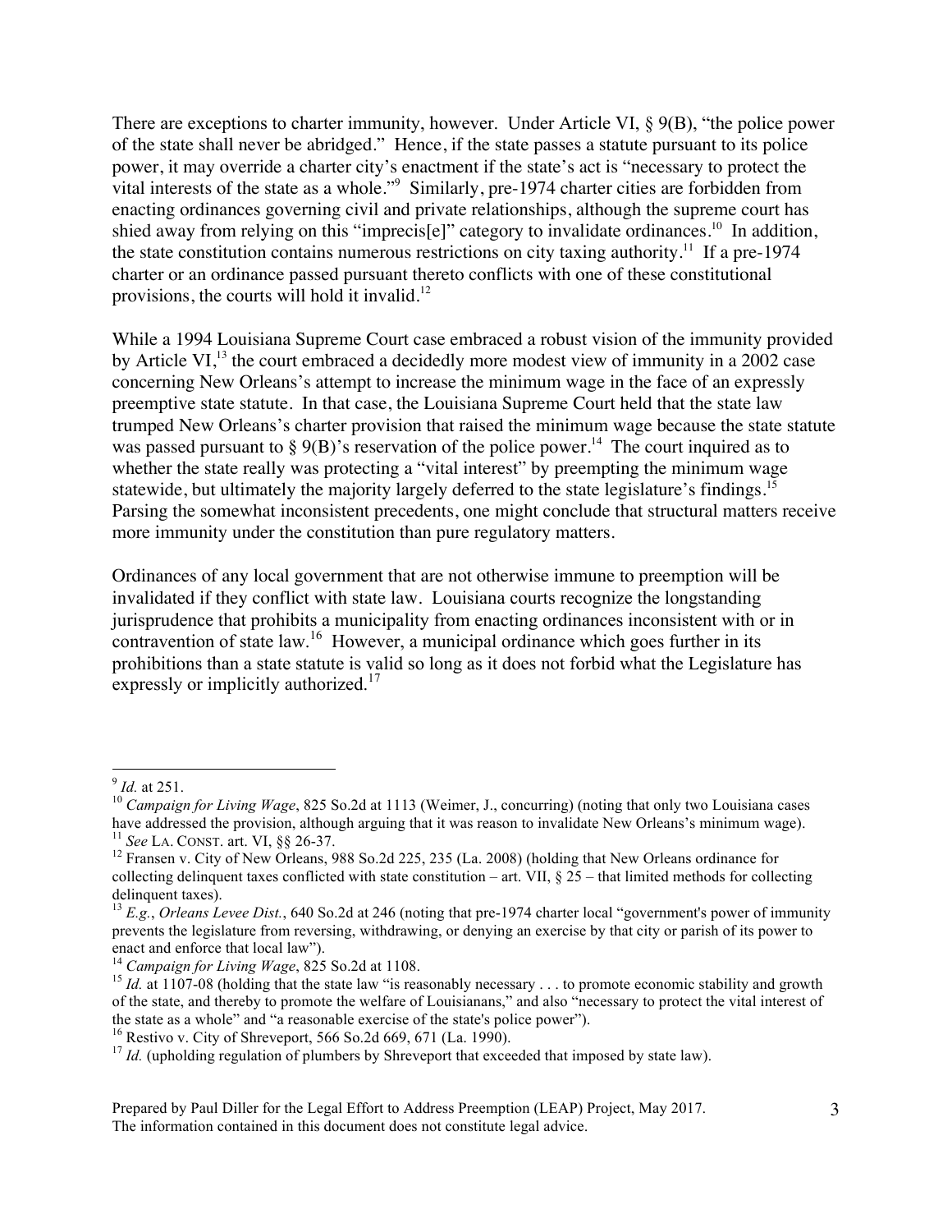There are exceptions to charter immunity, however. Under Article VI, § 9(B), "the police power of the state shall never be abridged." Hence, if the state passes a statute pursuant to its police power, it may override a charter city's enactment if the state's act is "necessary to protect the vital interests of the state as a whole."[9] Similarly, pre-1974 charter cities are forbidden from enacting ordinances governing civil and private relationships, although the supreme court has shied away from relying on this "imprecis[e]" category to invalidate ordinances.[10] In addition, the state constitution contains numerous restrictions on city taxing authority.[11] If a pre-1974 charter or an ordinance passed pursuant thereto conflicts with one of these constitutional provisions, the courts will hold it invalid.[12]

While a 1994 Louisiana Supreme Court case embraced a robust vision of the immunity provided by Article VI,[13] the court embraced a decidedly more modest view of immunity in a 2002 case concerning New Orleans's attempt to increase the minimum wage in the face of an expressly preemptive state statute. In that case, the Louisiana Supreme Court held that the state law trumped New Orleans's charter provision that raised the minimum wage because the state statute was passed pursuant to § 9(B)'s reservation of the police power.[14] The court inquired as to whether the state really was protecting a "vital interest" by preempting the minimum wage statewide, but ultimately the majority largely deferred to the state legislature's findings.[15] Parsing the somewhat inconsistent precedents, one might conclude that structural matters receive more immunity under the constitution than pure regulatory matters.

Ordinances of any local government that are not otherwise immune to preemption will be invalidated if they conflict with state law. Louisiana courts recognize the longstanding jurisprudence that prohibits a municipality from enacting ordinances inconsistent with or in contravention of state law.[16] However, a municipal ordinance which goes further in its prohibitions than a state statute is valid so long as it does not forbid what the Legislature has expressly or implicitly authorized.[17]

---

[9] *Id.* at 251.

[10] *Campaign for Living Wage*, 825 So.2d at 1113 (Weimer, J., concurring) (noting that only two Louisiana cases have addressed the provision, although arguing that it was reason to invalidate New Orleans's minimum wage).

[11] *See* LA. CONST. art. VI, §§ 26-37.

[12] Fransen v. City of New Orleans, 988 So.2d 225, 235 (La. 2008) (holding that New Orleans ordinance for collecting delinquent taxes conflicted with state constitution – art. VII, § 25 – that limited methods for collecting delinquent taxes).

[13] *E.g.*, *Orleans Levee Dist.*, 640 So.2d at 246 (noting that pre-1974 charter local "government's power of immunity prevents the legislature from reversing, withdrawing, or denying an exercise by that city or parish of its power to enact and enforce that local law").

[14] *Campaign for Living Wage*, 825 So.2d at 1108.

[15] *Id.* at 1107-08 (holding that the state law "is reasonably necessary . . . to promote economic stability and growth of the state, and thereby to promote the welfare of Louisianans," and also "necessary to protect the vital interest of the state as a whole" and "a reasonable exercise of the state's police power").

[16] Restivo v. City of Shreveport, 566 So.2d 669, 671 (La. 1990).

[17] *Id.* (upholding regulation of plumbers by Shreveport that exceeded that imposed by state law).

Prepared by Paul Diller for the Legal Effort to Address Preemption (LEAP) Project, May 2017.
The information contained in this document does not constitute legal advice.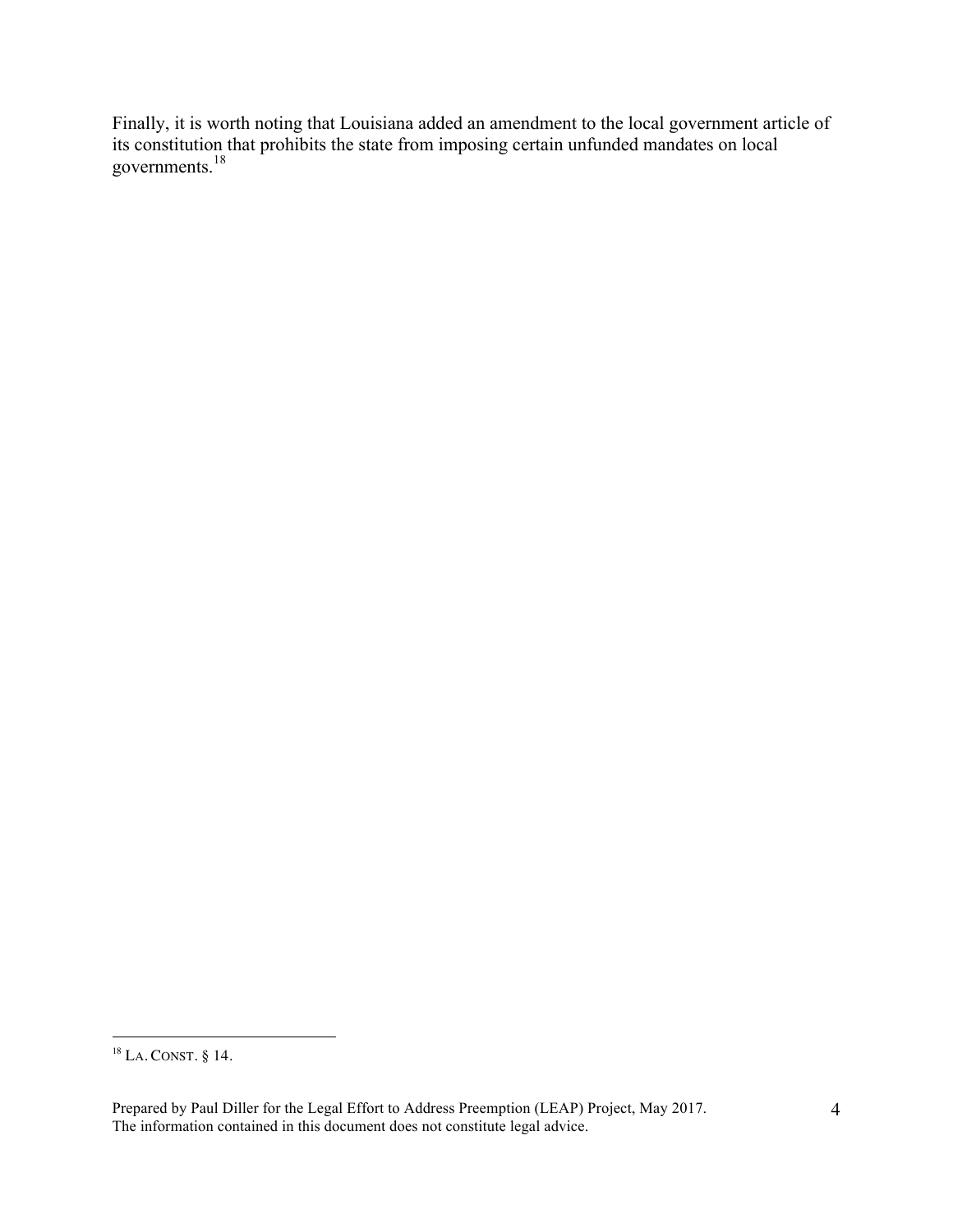Finally, it is worth noting that Louisiana added an amendment to the local government article of its constitution that prohibits the state from imposing certain unfunded mandates on local governments.[18]

---

[18] LA. CONST. § 14.

Prepared by Paul Diller for the Legal Effort to Address Preemption (LEAP) Project, May 2017. The information contained in this document does not constitute legal advice.